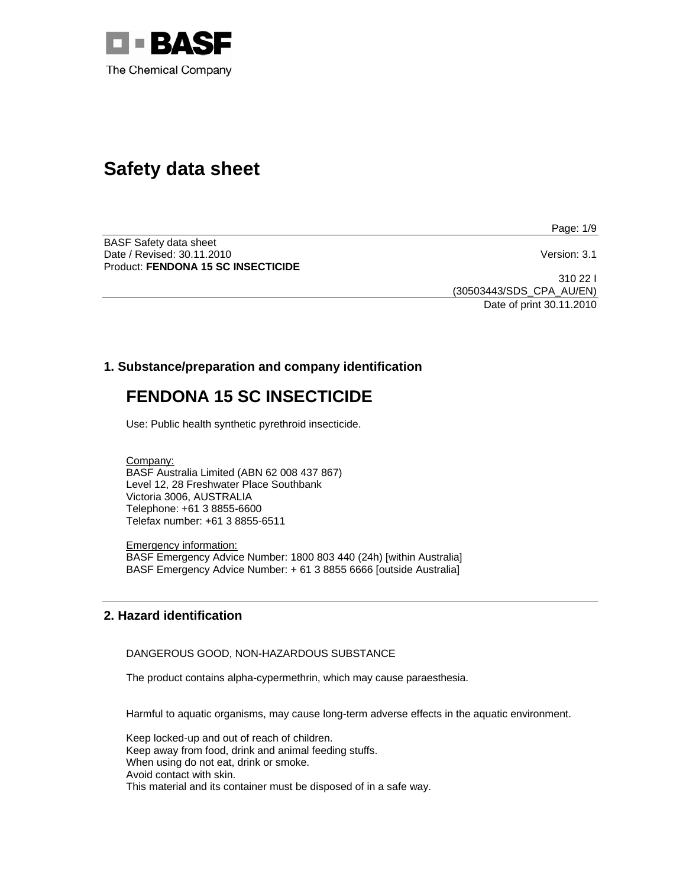BASF
The Chemical Company

# Safety data sheet

BASF Safety data sheet
Date / Revised: 30.11.2010 Version: 3.1
Product: **FENDONA 15 SC INSECTICIDE**

310 22 I
(30503443/SDS_CPA_AU/EN)
Date of print 30.11.2010

## 1. Substance/preparation and company identification

# FENDONA 15 SC INSECTICIDE

Use: Public health synthetic pyrethroid insecticide.

Company:
BASF Australia Limited (ABN 62 008 437 867)
Level 12, 28 Freshwater Place Southbank
Victoria 3006, AUSTRALIA
Telephone: +61 3 8855-6600
Telefax number: +61 3 8855-6511

Emergency information:
BASF Emergency Advice Number: 1800 803 440 (24h) [within Australia]
BASF Emergency Advice Number: + 61 3 8855 6666 [outside Australia]

## 2. Hazard identification

DANGEROUS GOOD, NON-HAZARDOUS SUBSTANCE

The product contains alpha-cypermethrin, which may cause paraesthesia.

Harmful to aquatic organisms, may cause long-term adverse effects in the aquatic environment.

Keep locked-up and out of reach of children.
Keep away from food, drink and animal feeding stuffs.
When using do not eat, drink or smoke.
Avoid contact with skin.
This material and its container must be disposed of in a safe way.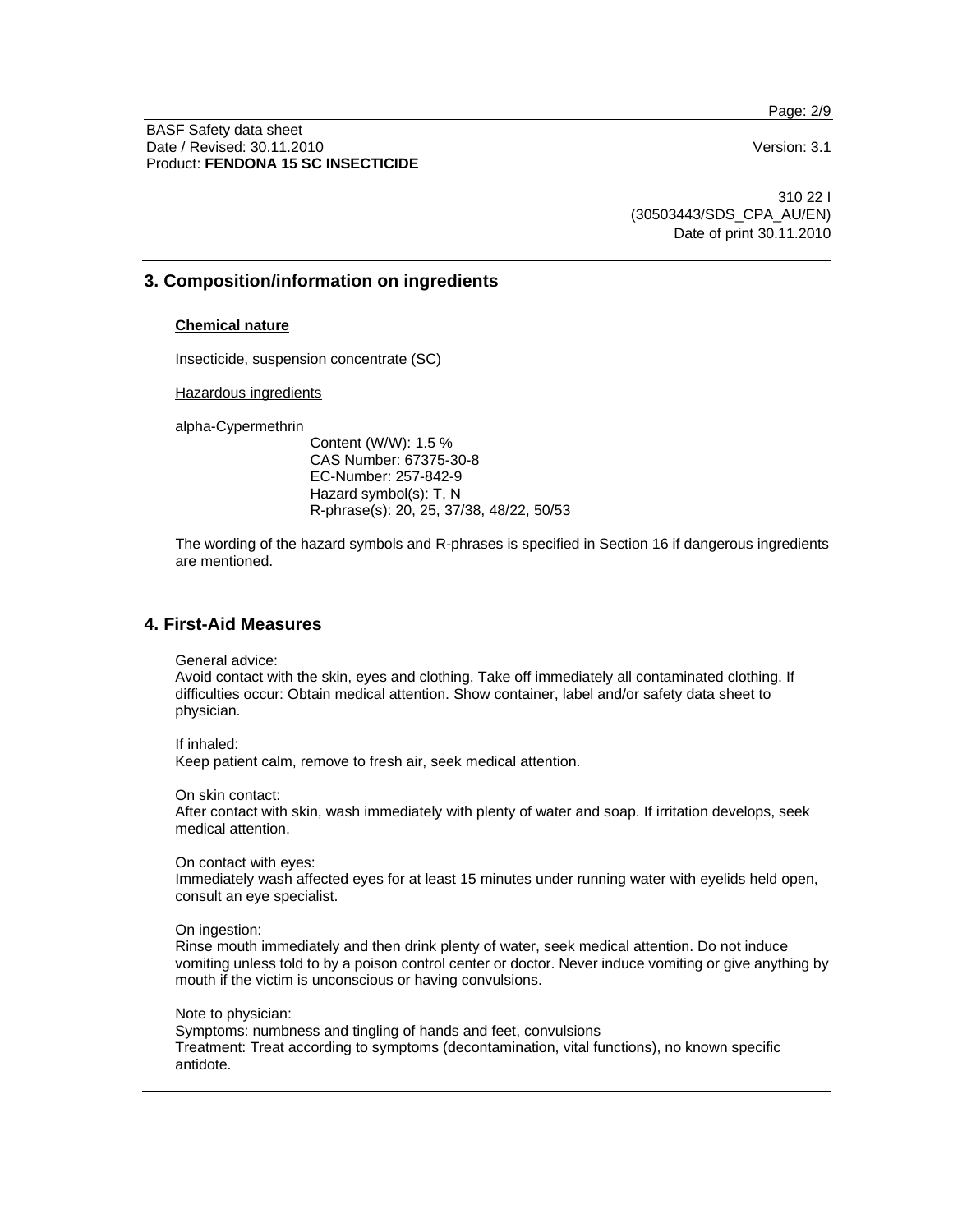## 3. Composition/information on ingredients

**Chemical nature**

Insecticide, suspension concentrate (SC)

Hazardous ingredients

alpha-Cypermethrin

Content (W/W): 1.5 %
CAS Number: 67375-30-8
EC-Number: 257-842-9
Hazard symbol(s): T, N
R-phrase(s): 20, 25, 37/38, 48/22, 50/53

The wording of the hazard symbols and R-phrases is specified in Section 16 if dangerous ingredients are mentioned.

## 4. First-Aid Measures

General advice:
Avoid contact with the skin, eyes and clothing. Take off immediately all contaminated clothing. If difficulties occur: Obtain medical attention. Show container, label and/or safety data sheet to physician.

If inhaled:
Keep patient calm, remove to fresh air, seek medical attention.

On skin contact:
After contact with skin, wash immediately with plenty of water and soap. If irritation develops, seek medical attention.

On contact with eyes:
Immediately wash affected eyes for at least 15 minutes under running water with eyelids held open, consult an eye specialist.

On ingestion:
Rinse mouth immediately and then drink plenty of water, seek medical attention. Do not induce vomiting unless told to by a poison control center or doctor. Never induce vomiting or give anything by mouth if the victim is unconscious or having convulsions.

Note to physician:
Symptoms: numbness and tingling of hands and feet, convulsions
Treatment: Treat according to symptoms (decontamination, vital functions), no known specific antidote.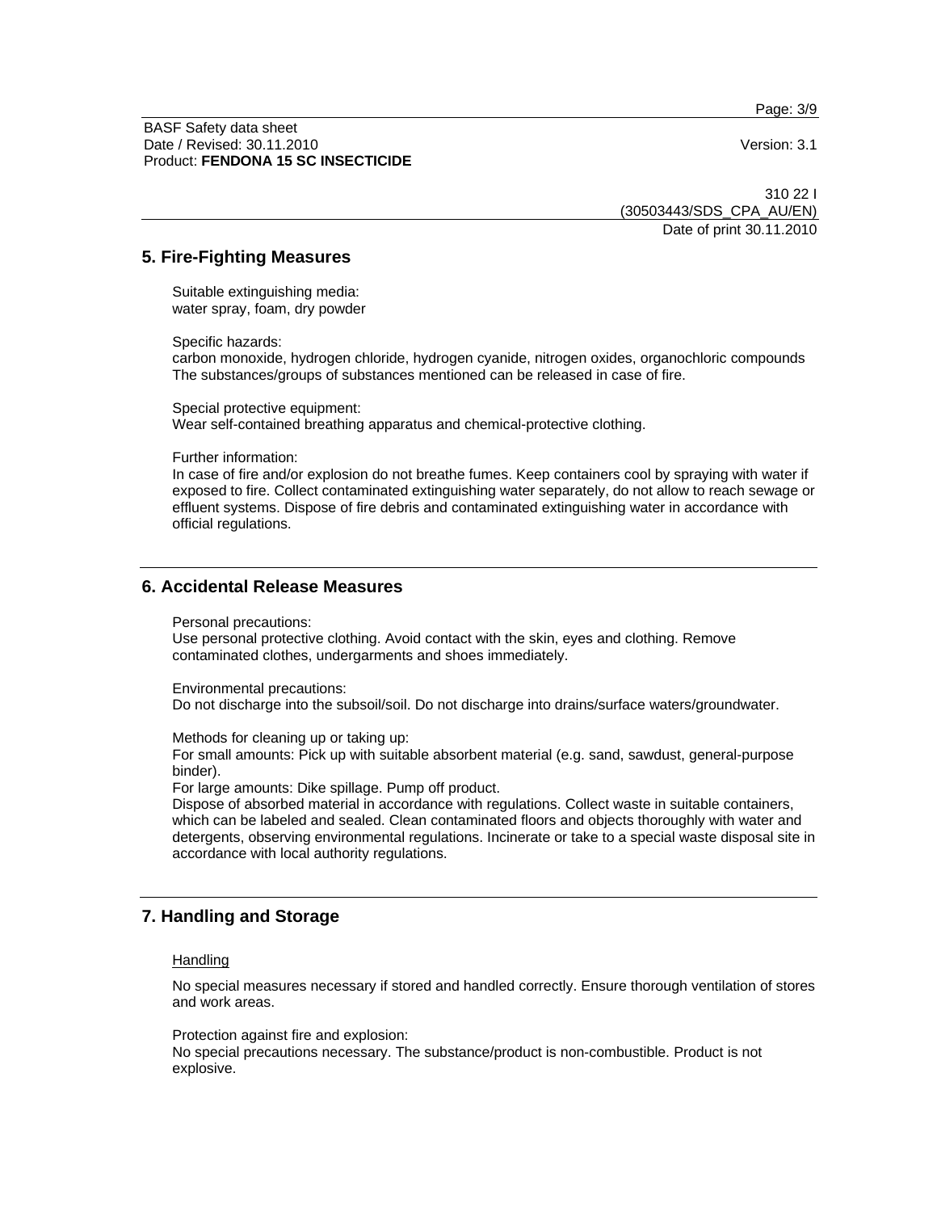## 5. Fire-Fighting Measures

Suitable extinguishing media:
water spray, foam, dry powder

Specific hazards:
carbon monoxide, hydrogen chloride, hydrogen cyanide, nitrogen oxides, organochloric compounds
The substances/groups of substances mentioned can be released in case of fire.

Special protective equipment:
Wear self-contained breathing apparatus and chemical-protective clothing.

Further information:
In case of fire and/or explosion do not breathe fumes. Keep containers cool by spraying with water if exposed to fire. Collect contaminated extinguishing water separately, do not allow to reach sewage or effluent systems. Dispose of fire debris and contaminated extinguishing water in accordance with official regulations.

## 6. Accidental Release Measures

Personal precautions:
Use personal protective clothing. Avoid contact with the skin, eyes and clothing. Remove contaminated clothes, undergarments and shoes immediately.

Environmental precautions:
Do not discharge into the subsoil/soil. Do not discharge into drains/surface waters/groundwater.

Methods for cleaning up or taking up:
For small amounts: Pick up with suitable absorbent material (e.g. sand, sawdust, general-purpose binder).
For large amounts: Dike spillage. Pump off product.
Dispose of absorbed material in accordance with regulations. Collect waste in suitable containers, which can be labeled and sealed. Clean contaminated floors and objects thoroughly with water and detergents, observing environmental regulations. Incinerate or take to a special waste disposal site in accordance with local authority regulations.

## 7. Handling and Storage

<u>Handling</u>

No special measures necessary if stored and handled correctly. Ensure thorough ventilation of stores and work areas.

Protection against fire and explosion:
No special precautions necessary. The substance/product is non-combustible. Product is not explosive.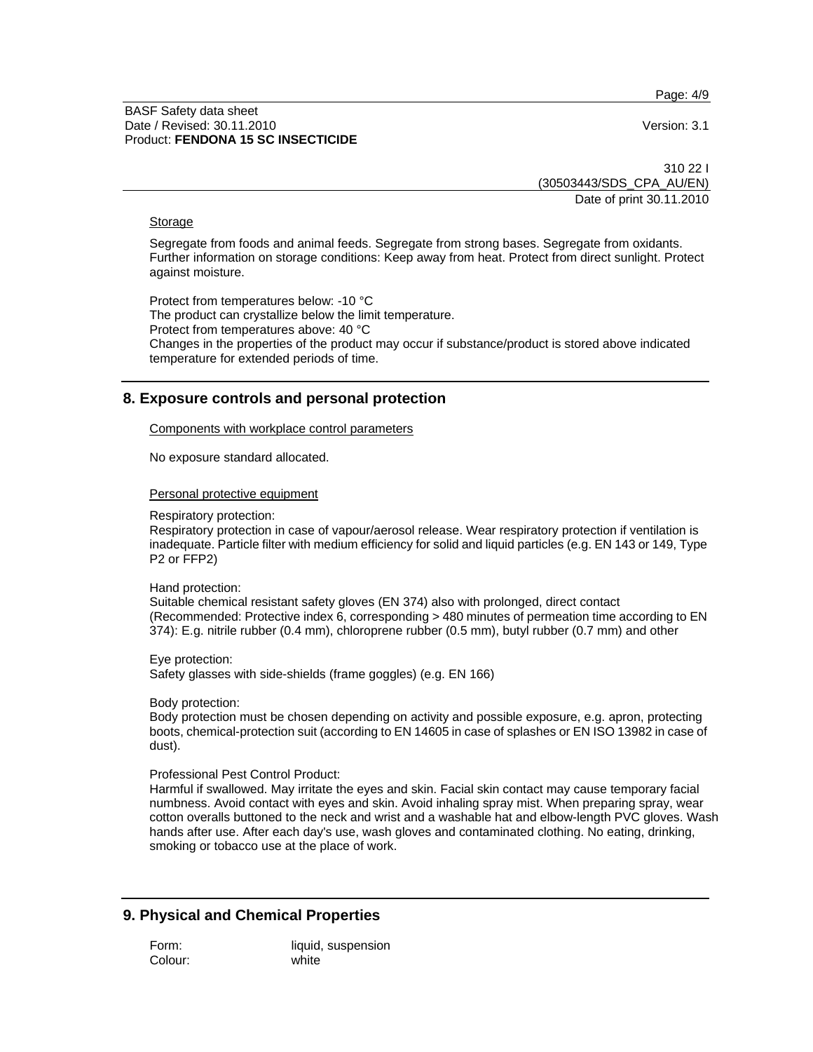### Storage

Segregate from foods and animal feeds. Segregate from strong bases. Segregate from oxidants. Further information on storage conditions: Keep away from heat. Protect from direct sunlight. Protect against moisture.

Protect from temperatures below: -10 °C
The product can crystallize below the limit temperature.
Protect from temperatures above: 40 °C
Changes in the properties of the product may occur if substance/product is stored above indicated temperature for extended periods of time.

## 8. Exposure controls and personal protection

### Components with workplace control parameters

No exposure standard allocated.

### Personal protective equipment

Respiratory protection:
Respiratory protection in case of vapour/aerosol release. Wear respiratory protection if ventilation is inadequate. Particle filter with medium efficiency for solid and liquid particles (e.g. EN 143 or 149, Type P2 or FFP2)

Hand protection:
Suitable chemical resistant safety gloves (EN 374) also with prolonged, direct contact (Recommended: Protective index 6, corresponding > 480 minutes of permeation time according to EN 374): E.g. nitrile rubber (0.4 mm), chloroprene rubber (0.5 mm), butyl rubber (0.7 mm) and other

Eye protection:
Safety glasses with side-shields (frame goggles) (e.g. EN 166)

Body protection:
Body protection must be chosen depending on activity and possible exposure, e.g. apron, protecting boots, chemical-protection suit (according to EN 14605 in case of splashes or EN ISO 13982 in case of dust).

Professional Pest Control Product:
Harmful if swallowed. May irritate the eyes and skin. Facial skin contact may cause temporary facial numbness. Avoid contact with eyes and skin. Avoid inhaling spray mist. When preparing spray, wear cotton overalls buttoned to the neck and wrist and a washable hat and elbow-length PVC gloves. Wash hands after use. After each day's use, wash gloves and contaminated clothing. No eating, drinking, smoking or tobacco use at the place of work.

## 9. Physical and Chemical Properties

Form: liquid, suspension
Colour: white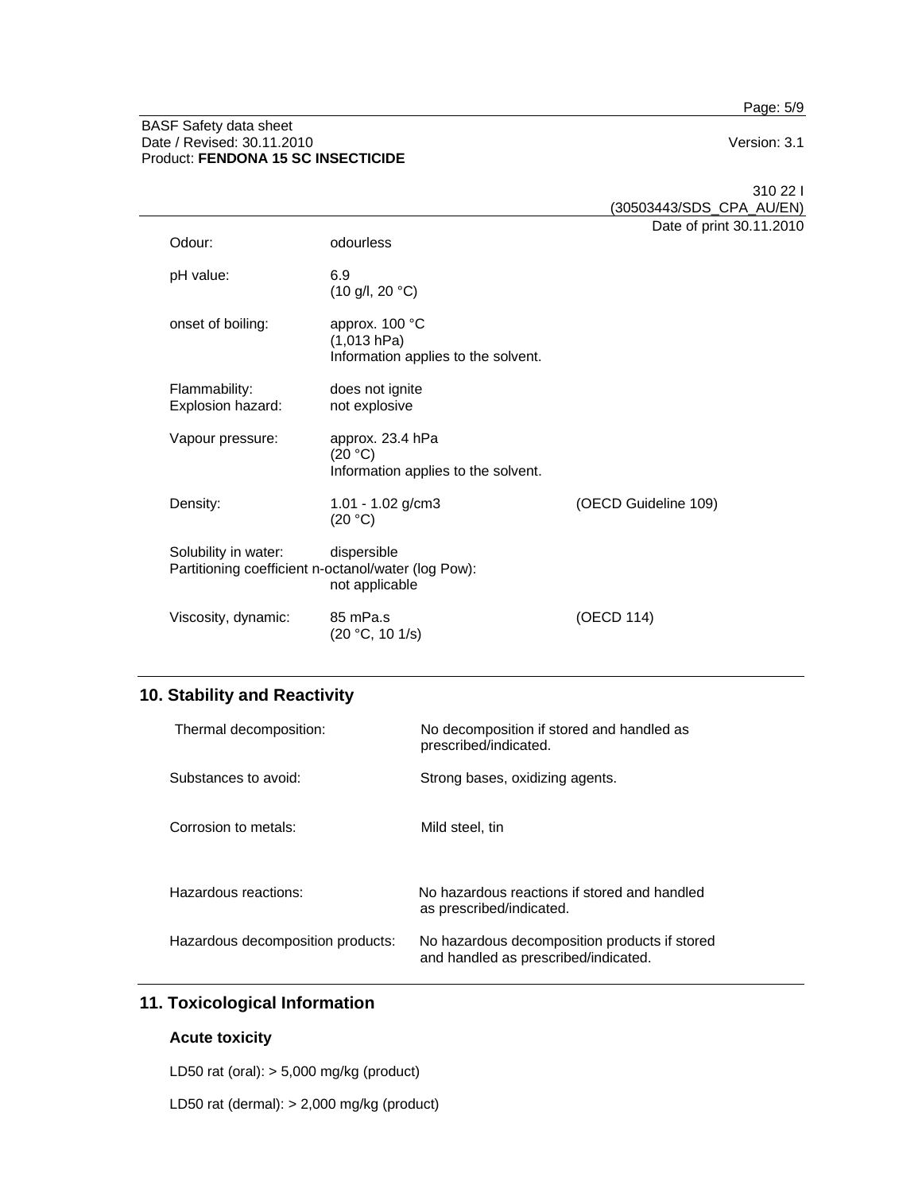| | | |
|---|---|---|
| Odour: | odourless | |
| pH value: | 6.9<br>(10 g/l, 20 °C) | |
| onset of boiling: | approx. 100 °C<br>(1,013 hPa)<br>Information applies to the solvent. | |
| Flammability: | does not ignite | |
| Explosion hazard: | not explosive | |
| Vapour pressure: | approx. 23.4 hPa<br>(20 °C)<br>Information applies to the solvent. | |
| Density: | 1.01 - 1.02 g/cm3<br>(20 °C) | (OECD Guideline 109) |
| Solubility in water: | dispersible | |
| Partitioning coefficient n-octanol/water (log Pow): | not applicable | |
| Viscosity, dynamic: | 85 mPa.s<br>(20 °C, 10 1/s) | (OECD 114) |

## 10. Stability and Reactivity

| | |
|---|---|
| Thermal decomposition: | No decomposition if stored and handled as prescribed/indicated. |
| Substances to avoid: | Strong bases, oxidizing agents. |
| Corrosion to metals: | Mild steel, tin |
| Hazardous reactions: | No hazardous reactions if stored and handled as prescribed/indicated. |
| Hazardous decomposition products: | No hazardous decomposition products if stored and handled as prescribed/indicated. |

## 11. Toxicological Information

### Acute toxicity

LD50 rat (oral): > 5,000 mg/kg (product)

LD50 rat (dermal): > 2,000 mg/kg (product)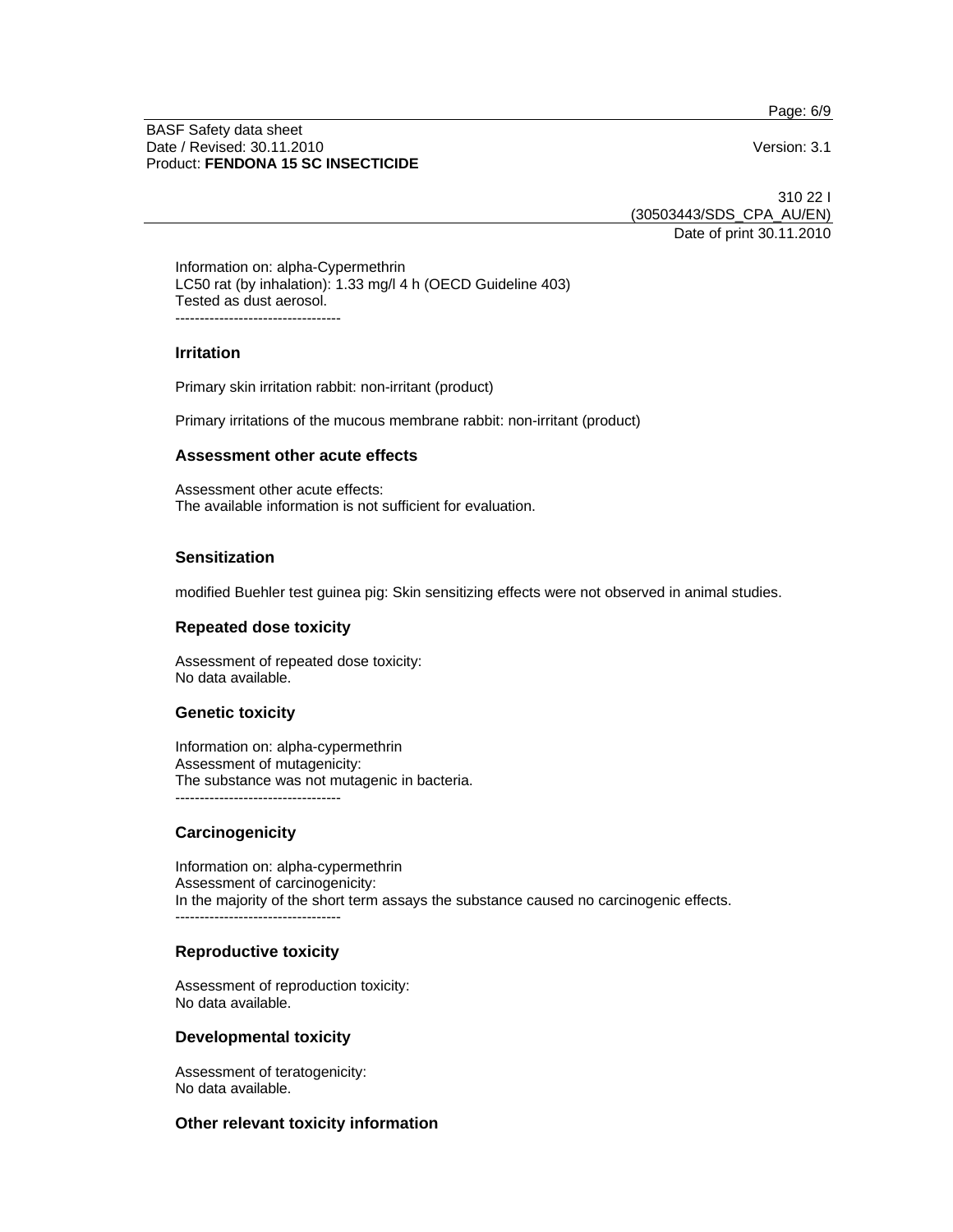Information on: alpha-Cypermethrin
LC50 rat (by inhalation): 1.33 mg/l 4 h (OECD Guideline 403)
Tested as dust aerosol.
----------------------------------

### Irritation

Primary skin irritation rabbit: non-irritant (product)

Primary irritations of the mucous membrane rabbit: non-irritant (product)

### Assessment other acute effects

Assessment other acute effects:
The available information is not sufficient for evaluation.

### Sensitization

modified Buehler test guinea pig: Skin sensitizing effects were not observed in animal studies.

### Repeated dose toxicity

Assessment of repeated dose toxicity:
No data available.

### Genetic toxicity

Information on: alpha-cypermethrin
Assessment of mutagenicity:
The substance was not mutagenic in bacteria.
----------------------------------

### Carcinogenicity

Information on: alpha-cypermethrin
Assessment of carcinogenicity:
In the majority of the short term assays the substance caused no carcinogenic effects.
----------------------------------

### Reproductive toxicity

Assessment of reproduction toxicity:
No data available.

### Developmental toxicity

Assessment of teratogenicity:
No data available.

### Other relevant toxicity information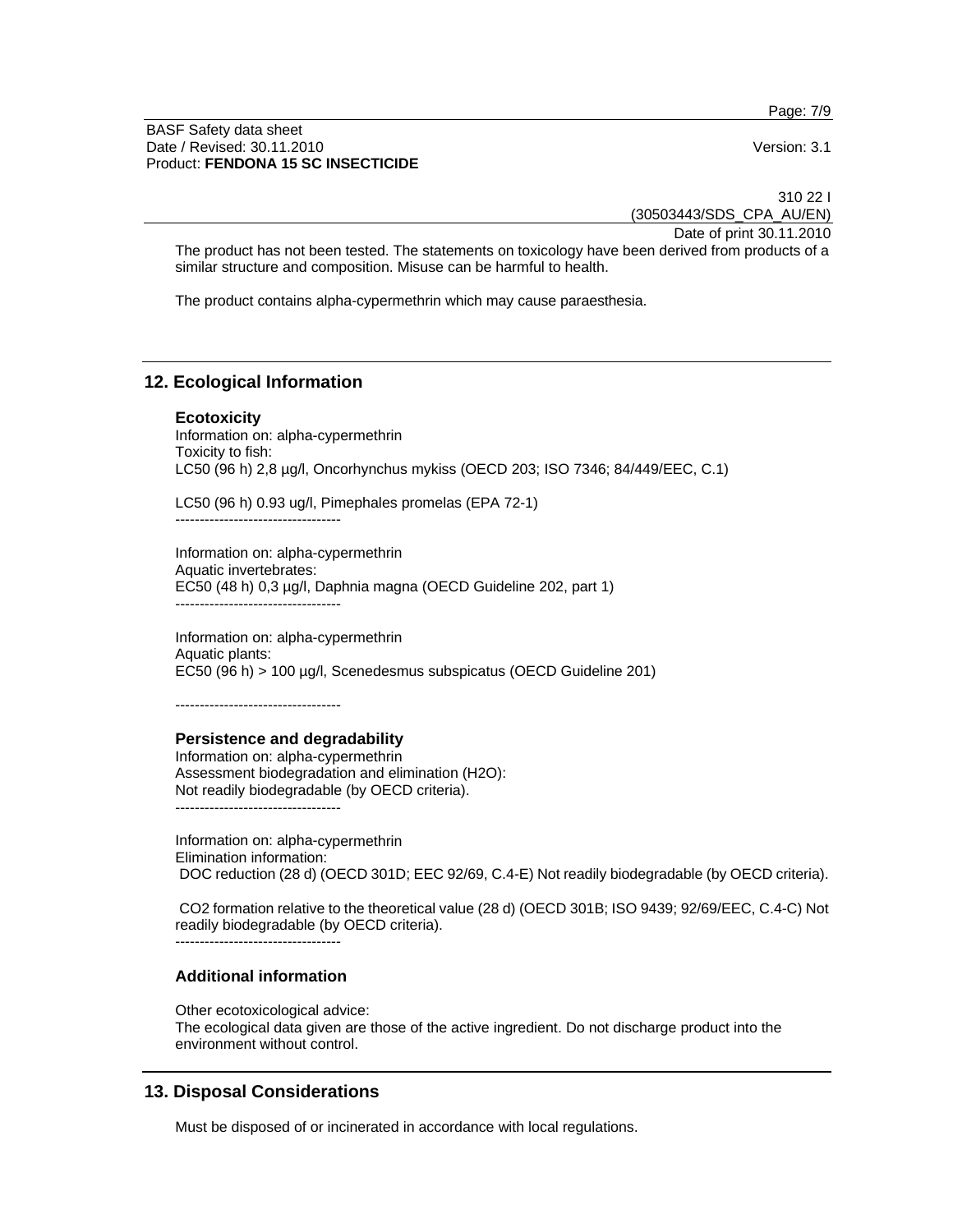The product has not been tested. The statements on toxicology have been derived from products of a similar structure and composition. Misuse can be harmful to health.

The product contains alpha-cypermethrin which may cause paraesthesia.

## 12. Ecological Information

### Ecotoxicity

Information on: alpha-cypermethrin
Toxicity to fish:
LC50 (96 h) 2,8 µg/l, Oncorhynchus mykiss (OECD 203; ISO 7346; 84/449/EEC, C.1)

LC50 (96 h) 0.93 ug/l, Pimephales promelas (EPA 72-1)
----------------------------------

Information on: alpha-cypermethrin
Aquatic invertebrates:
EC50 (48 h) 0,3 µg/l, Daphnia magna (OECD Guideline 202, part 1)
----------------------------------

Information on: alpha-cypermethrin
Aquatic plants:
EC50 (96 h) > 100 µg/l, Scenedesmus subspicatus (OECD Guideline 201)

----------------------------------

### Persistence and degradability

Information on: alpha-cypermethrin
Assessment biodegradation and elimination (H2O):
Not readily biodegradable (by OECD criteria).
----------------------------------

Information on: alpha-cypermethrin
Elimination information:
DOC reduction (28 d) (OECD 301D; EEC 92/69, C.4-E) Not readily biodegradable (by OECD criteria).

CO2 formation relative to the theoretical value (28 d) (OECD 301B; ISO 9439; 92/69/EEC, C.4-C) Not readily biodegradable (by OECD criteria).
----------------------------------

### Additional information

Other ecotoxicological advice:
The ecological data given are those of the active ingredient. Do not discharge product into the environment without control.

## 13. Disposal Considerations

Must be disposed of or incinerated in accordance with local regulations.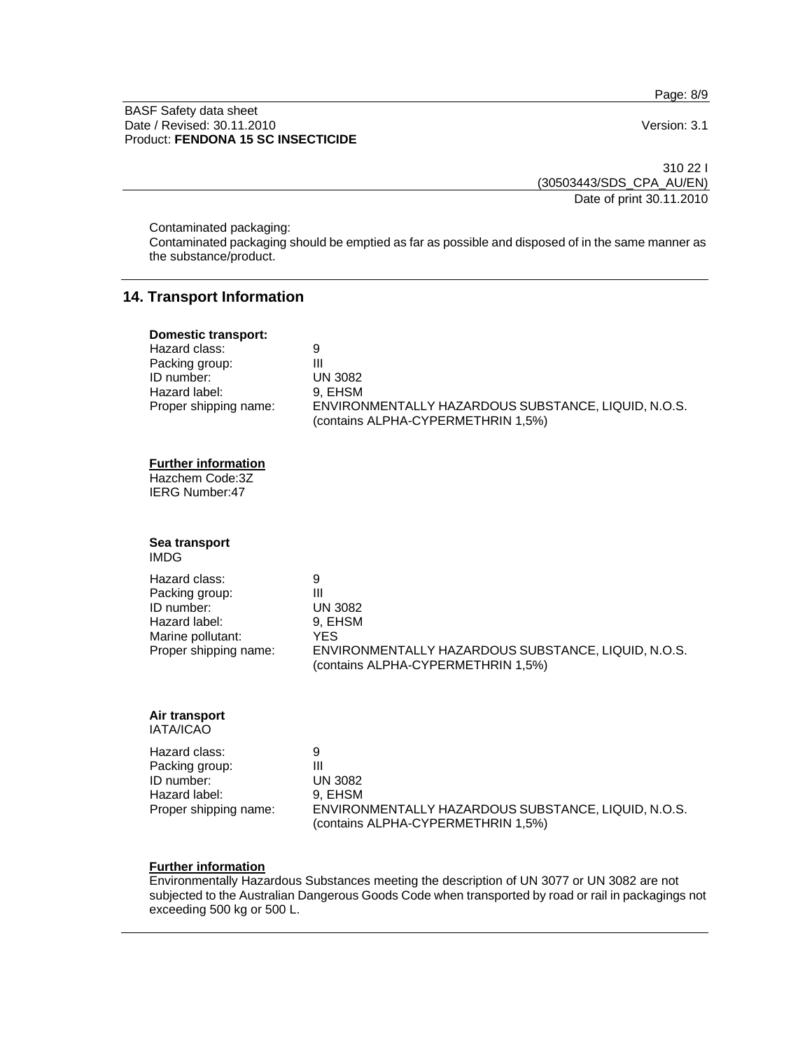Contaminated packaging:
Contaminated packaging should be emptied as far as possible and disposed of in the same manner as the substance/product.

## 14. Transport Information

**Domestic transport:**

| | |
|---|---|
| Hazard class: | 9 |
| Packing group: | III |
| ID number: | UN 3082 |
| Hazard label: | 9, EHSM |
| Proper shipping name: | ENVIRONMENTALLY HAZARDOUS SUBSTANCE, LIQUID, N.O.S. (contains ALPHA-CYPERMETHRIN 1,5%) |

**Further information**

Hazchem Code:3Z
IERG Number:47

**Sea transport**
IMDG

| | |
|---|---|
| Hazard class: | 9 |
| Packing group: | III |
| ID number: | UN 3082 |
| Hazard label: | 9, EHSM |
| Marine pollutant: | YES |
| Proper shipping name: | ENVIRONMENTALLY HAZARDOUS SUBSTANCE, LIQUID, N.O.S. (contains ALPHA-CYPERMETHRIN 1,5%) |

**Air transport**
IATA/ICAO

| | |
|---|---|
| Hazard class: | 9 |
| Packing group: | III |
| ID number: | UN 3082 |
| Hazard label: | 9, EHSM |
| Proper shipping name: | ENVIRONMENTALLY HAZARDOUS SUBSTANCE, LIQUID, N.O.S. (contains ALPHA-CYPERMETHRIN 1,5%) |

**Further information**

Environmentally Hazardous Substances meeting the description of UN 3077 or UN 3082 are not subjected to the Australian Dangerous Goods Code when transported by road or rail in packagings not exceeding 500 kg or 500 L.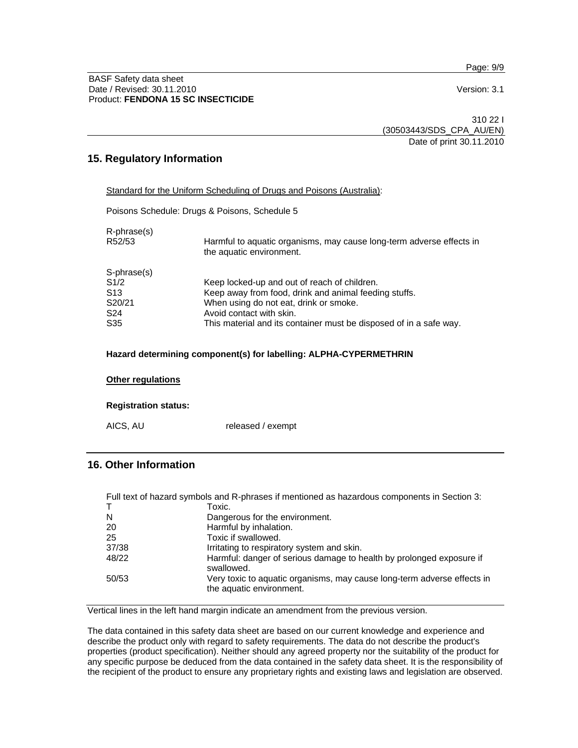## 15. Regulatory Information

Standard for the Uniform Scheduling of Drugs and Poisons (Australia):

Poisons Schedule: Drugs & Poisons, Schedule 5

| | |
|---|---|
| R-phrase(s) | |
| R52/53 | Harmful to aquatic organisms, may cause long-term adverse effects in the aquatic environment. |

| | |
|---|---|
| S-phrase(s) | |
| S1/2 | Keep locked-up and out of reach of children. |
| S13 | Keep away from food, drink and animal feeding stuffs. |
| S20/21 | When using do not eat, drink or smoke. |
| S24 | Avoid contact with skin. |
| S35 | This material and its container must be disposed of in a safe way. |

**Hazard determining component(s) for labelling: ALPHA-CYPERMETHRIN**

**Other regulations**

**Registration status:**

AICS, AU released / exempt

## 16. Other Information

Full text of hazard symbols and R-phrases if mentioned as hazardous components in Section 3:

| | |
|---|---|
| T | Toxic. |
| N | Dangerous for the environment. |
| 20 | Harmful by inhalation. |
| 25 | Toxic if swallowed. |
| 37/38 | Irritating to respiratory system and skin. |
| 48/22 | Harmful: danger of serious damage to health by prolonged exposure if swallowed. |
| 50/53 | Very toxic to aquatic organisms, may cause long-term adverse effects in the aquatic environment. |

Vertical lines in the left hand margin indicate an amendment from the previous version.

The data contained in this safety data sheet are based on our current knowledge and experience and describe the product only with regard to safety requirements. The data do not describe the product's properties (product specification). Neither should any agreed property nor the suitability of the product for any specific purpose be deduced from the data contained in the safety data sheet. It is the responsibility of the recipient of the product to ensure any proprietary rights and existing laws and legislation are observed.